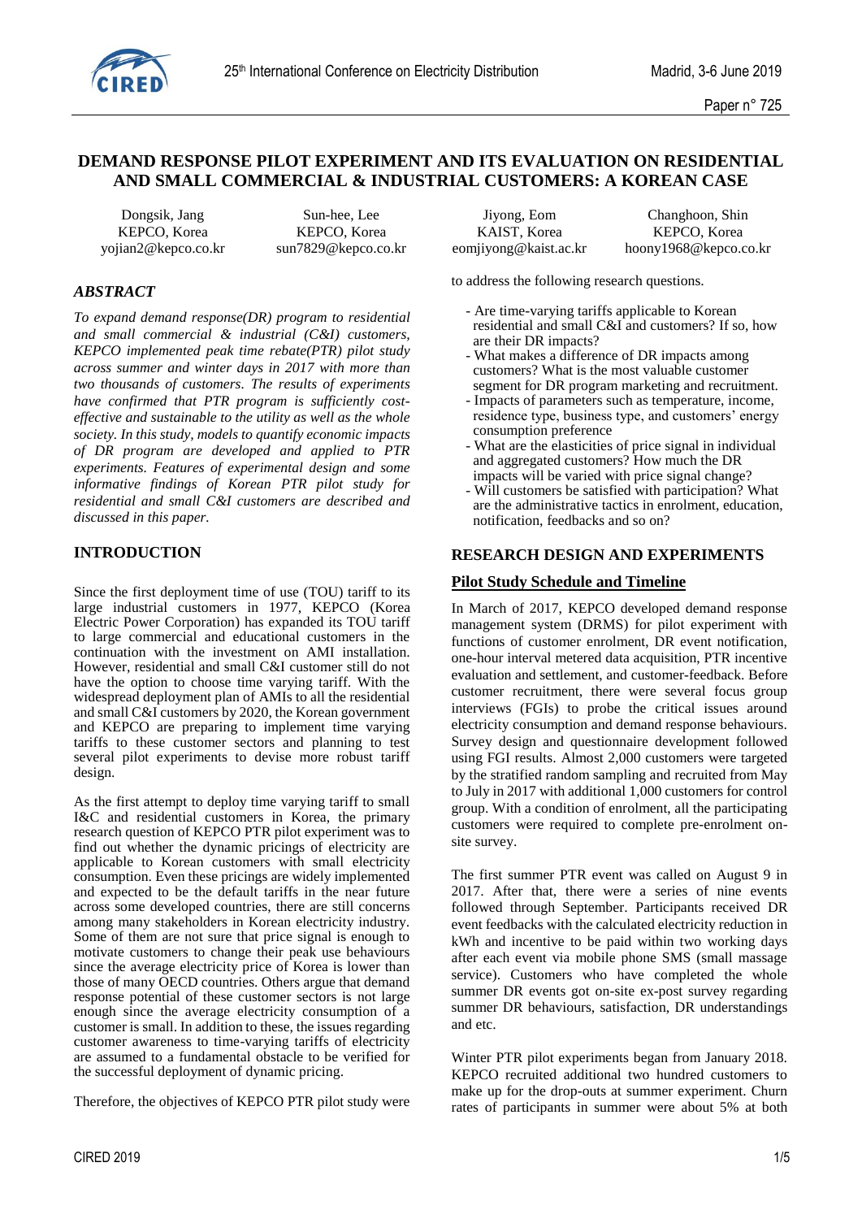# DEMAND RESPONSE PILOT EXPERIMENT AND ITS EVALUATION ON RESIDENTIAL AND SMALL COMMERCIAL & INDUSTRIAL CUSTOMERS: A KOREAN CASE

| Dongsik, Jang | Sun-hee, Lee | Jiyong, Eom | Changhoon, Shin |
|---|---|---|---|
| KEPCO, Korea | KEPCO, Korea | KAIST, Korea | KEPCO, Korea |
| yojian2@kepco.co.kr | sun7829@kepco.co.kr | eomjiyong@kaist.ac.kr | hoony1968@kepco.co.kr |

## *ABSTRACT*

*To expand demand response(DR) program to residential and small commercial & industrial (C&I) customers, KEPCO implemented peak time rebate(PTR) pilot study across summer and winter days in 2017 with more than two thousands of customers. The results of experiments have confirmed that PTR program is sufficiently cost-effective and sustainable to the utility as well as the whole society. In this study, models to quantify economic impacts of DR program are developed and applied to PTR experiments. Features of experimental design and some informative findings of Korean PTR pilot study for residential and small C&I customers are described and discussed in this paper.*

## INTRODUCTION

Since the first deployment time of use (TOU) tariff to its large industrial customers in 1977, KEPCO (Korea Electric Power Corporation) has expanded its TOU tariff to large commercial and educational customers in the continuation with the investment on AMI installation. However, residential and small C&I customer still do not have the option to choose time varying tariff. With the widespread deployment plan of AMIs to all the residential and small C&I customers by 2020, the Korean government and KEPCO are preparing to implement time varying tariffs to these customer sectors and planning to test several pilot experiments to devise more robust tariff design.

As the first attempt to deploy time varying tariff to small I&C and residential customers in Korea, the primary research question of KEPCO PTR pilot experiment was to find out whether the dynamic pricings of electricity are applicable to Korean customers with small electricity consumption. Even these pricings are widely implemented and expected to be the default tariffs in the near future across some developed countries, there are still concerns among many stakeholders in Korean electricity industry. Some of them are not sure that price signal is enough to motivate customers to change their peak use behaviours since the average electricity price of Korea is lower than those of many OECD countries. Others argue that demand response potential of these customer sectors is not large enough since the average electricity consumption of a customer is small. In addition to these, the issues regarding customer awareness to time-varying tariffs of electricity are assumed to a fundamental obstacle to be verified for the successful deployment of dynamic pricing.

Therefore, the objectives of KEPCO PTR pilot study were to address the following research questions.

- Are time-varying tariffs applicable to Korean residential and small C&I and customers? If so, how are their DR impacts?
- What makes a difference of DR impacts among customers? What is the most valuable customer segment for DR program marketing and recruitment.
- Impacts of parameters such as temperature, income, residence type, business type, and customers' energy consumption preference
- What are the elasticities of price signal in individual and aggregated customers? How much the DR impacts will be varied with price signal change?
- Will customers be satisfied with participation? What are the administrative tactics in enrolment, education, notification, feedbacks and so on?

## RESEARCH DESIGN AND EXPERIMENTS

### Pilot Study Schedule and Timeline

In March of 2017, KEPCO developed demand response management system (DRMS) for pilot experiment with functions of customer enrolment, DR event notification, one-hour interval metered data acquisition, PTR incentive evaluation and settlement, and customer-feedback. Before customer recruitment, there were several focus group interviews (FGIs) to probe the critical issues around electricity consumption and demand response behaviours. Survey design and questionnaire development followed using FGI results. Almost 2,000 customers were targeted by the stratified random sampling and recruited from May to July in 2017 with additional 1,000 customers for control group. With a condition of enrolment, all the participating customers were required to complete pre-enrolment on-site survey.

The first summer PTR event was called on August 9 in 2017. After that, there were a series of nine events followed through September. Participants received DR event feedbacks with the calculated electricity reduction in kWh and incentive to be paid within two working days after each event via mobile phone SMS (small massage service). Customers who have completed the whole summer DR events got on-site ex-post survey regarding summer DR behaviours, satisfaction, DR understandings and etc.

Winter PTR pilot experiments began from January 2018. KEPCO recruited additional two hundred customers to make up for the drop-outs at summer experiment. Churn rates of participants in summer were about 5% at both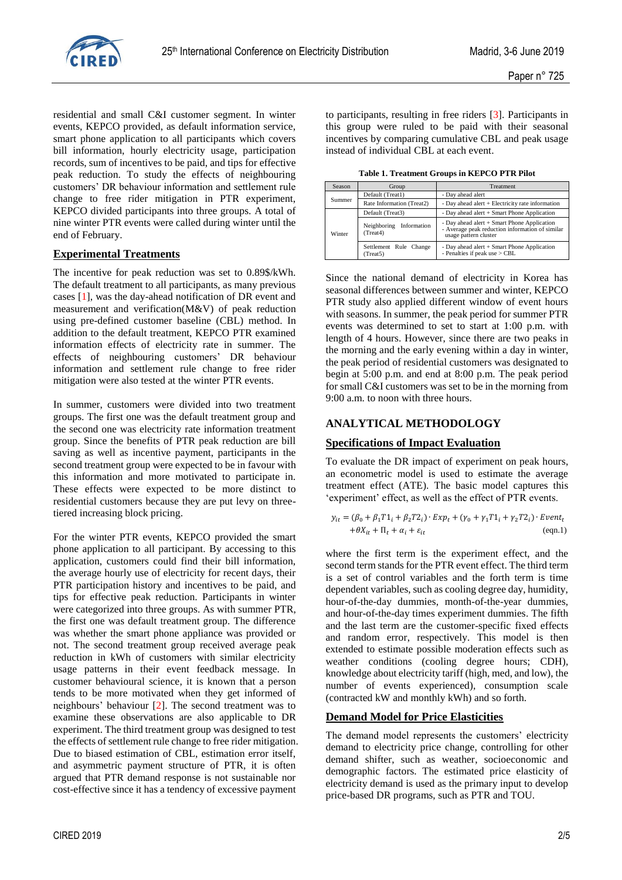residential and small C&I customer segment. In winter events, KEPCO provided, as default information service, smart phone application to all participants which covers bill information, hourly electricity usage, participation records, sum of incentives to be paid, and tips for effective peak reduction. To study the effects of neighbouring customers' DR behaviour information and settlement rule change to free rider mitigation in PTR experiment, KEPCO divided participants into three groups. A total of nine winter PTR events were called during winter until the end of February.

## Experimental Treatments

The incentive for peak reduction was set to 0.89$/kWh. The default treatment to all participants, as many previous cases [1], was the day-ahead notification of DR event and measurement and verification(M&V) of peak reduction using pre-defined customer baseline (CBL) method. In addition to the default treatment, KEPCO PTR examined information effects of electricity rate in summer. The effects of neighbouring customers' DR behaviour information and settlement rule change to free rider mitigation were also tested at the winter PTR events.

In summer, customers were divided into two treatment groups. The first one was the default treatment group and the second one was electricity rate information treatment group. Since the benefits of PTR peak reduction are bill saving as well as incentive payment, participants in the second treatment group were expected to be in favour with this information and more motivated to participate in. These effects were expected to be more distinct to residential customers because they are put levy on three-tiered increasing block pricing.

For the winter PTR events, KEPCO provided the smart phone application to all participant. By accessing to this application, customers could find their bill information, the average hourly use of electricity for recent days, their PTR participation history and incentives to be paid, and tips for effective peak reduction. Participants in winter were categorized into three groups. As with summer PTR, the first one was default treatment group. The difference was whether the smart phone appliance was provided or not. The second treatment group received average peak reduction in kWh of customers with similar electricity usage patterns in their event feedback message. In customer behavioural science, it is known that a person tends to be more motivated when they get informed of neighbours' behaviour [2]. The second treatment was to examine these observations are also applicable to DR experiment. The third treatment group was designed to test the effects of settlement rule change to free rider mitigation. Due to biased estimation of CBL, estimation error itself, and asymmetric payment structure of PTR, it is often argued that PTR demand response is not sustainable nor cost-effective since it has a tendency of excessive payment to participants, resulting in free riders [3]. Participants in this group were ruled to be paid with their seasonal incentives by comparing cumulative CBL and peak usage instead of individual CBL at each event.

**Table 1. Treatment Groups in KEPCO PTR Pilot**

| Season | Group | Treatment |
|---|---|---|
| Summer | Default (Treat1) | - Day ahead alert |
| | Rate Information (Treat2) | - Day ahead alert + Electricity rate information |
| Winter | Default (Treat3) | - Day ahead alert + Smart Phone Application |
| | Neighboring Information (Treat4) | - Day ahead alert + Smart Phone Application<br>- Average peak reduction information of similar usage pattern cluster |
| | Settlement Rule Change (Treat5) | - Day ahead alert + Smart Phone Application<br>- Penalties if peak use > CBL |

Since the national demand of electricity in Korea has seasonal differences between summer and winter, KEPCO PTR study also applied different window of event hours with seasons. In summer, the peak period for summer PTR events was determined to set to start at 1:00 p.m. with length of 4 hours. However, since there are two peaks in the morning and the early evening within a day in winter, the peak period of residential customers was designated to begin at 5:00 p.m. and end at 8:00 p.m. The peak period for small C&I customers was set to be in the morning from 9:00 a.m. to noon with three hours.

# ANALYTICAL METHODOLOGY

## Specifications of Impact Evaluation

To evaluate the DR impact of experiment on peak hours, an econometric model is used to estimate the average treatment effect (ATE). The basic model captures this 'experiment' effect, as well as the effect of PTR events.

$$y_{it} = (\beta_0 + \beta_1 T1_i + \beta_2 T2_i) \cdot Exp_t + (\gamma_0 + \gamma_1 T1_i + \gamma_2 T2_i) \cdot Event_t + \theta X_{it} + \Pi_t + \alpha_i + \varepsilon_{it} \quad \text{(eqn.1)}$$

where the first term is the experiment effect, and the second term stands for the PTR event effect. The third term is a set of control variables and the forth term is time dependent variables, such as cooling degree day, humidity, hour-of-the-day dummies, month-of-the-year dummies, and hour-of-the-day times experiment dummies. The fifth and the last term are the customer-specific fixed effects and random error, respectively. This model is then extended to estimate possible moderation effects such as weather conditions (cooling degree hours; CDH), knowledge about electricity tariff (high, med, and low), the number of events experienced), consumption scale (contracted kW and monthly kWh) and so forth.

## Demand Model for Price Elasticities

The demand model represents the customers' electricity demand to electricity price change, controlling for other demand shifter, such as weather, socioeconomic and demographic factors. The estimated price elasticity of electricity demand is used as the primary input to develop price-based DR programs, such as PTR and TOU.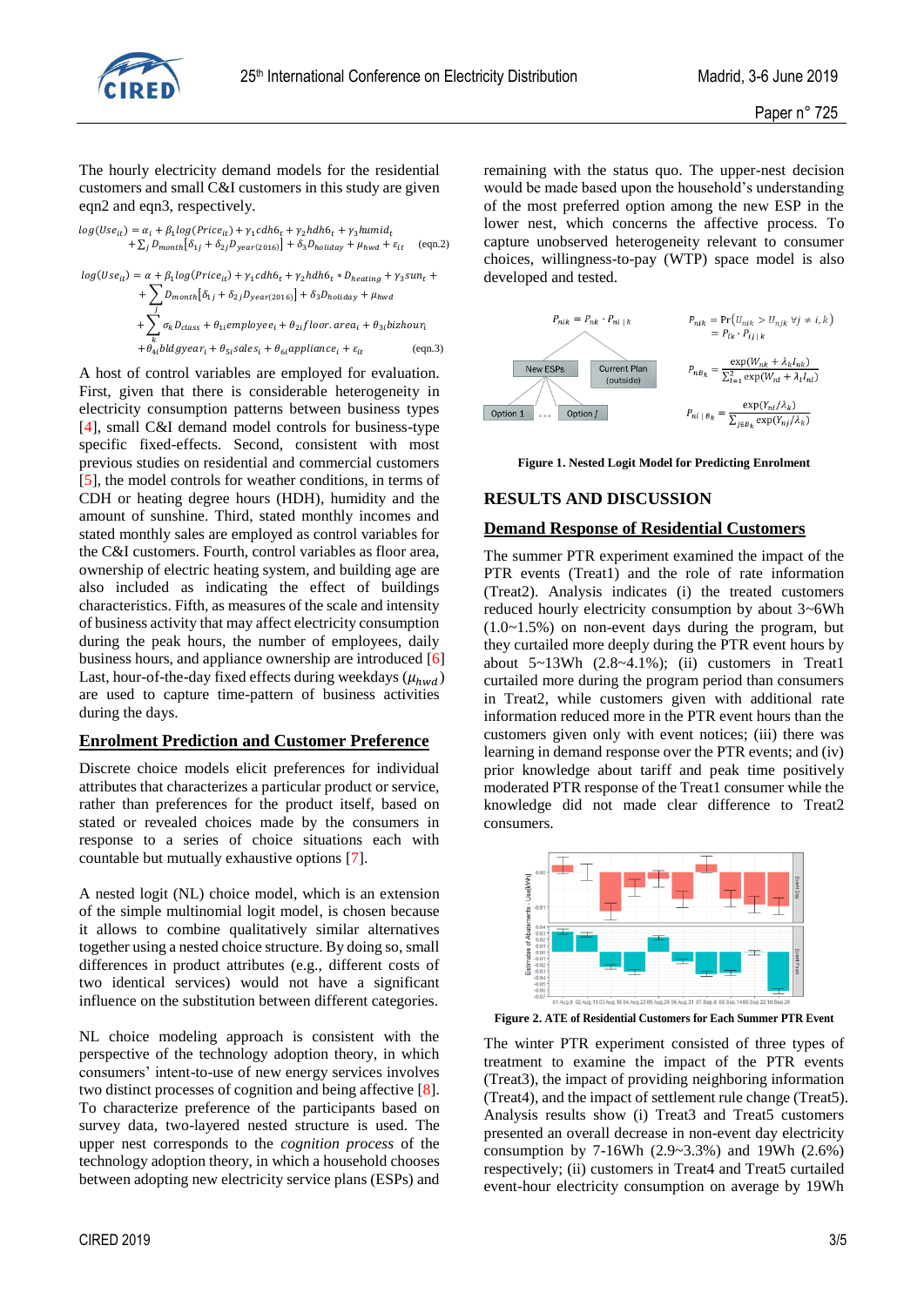The hourly electricity demand models for the residential customers and small C&I customers in this study are given eqn2 and eqn3, respectively.

$$\log(Use_{it}) = \alpha_i + \beta_1 \log(Price_{it}) + \gamma_1 cdh6_t + \gamma_2 hdh6_t + \gamma_3 humid_t + \sum_j D_{month}\left[\delta_{1j} + \delta_{2j} D_{year(2016)}\right] + \delta_3 D_{holiday} + \mu_{hwd} + \varepsilon_{it} \quad \text{(eqn.2)}$$

$$\log(Use_{it}) = \alpha + \beta_1 \log(Price_{it}) + \gamma_1 cdh6_t + \gamma_2 hdh6_t * D_{heating} + \gamma_3 sun_t + \sum_j D_{month}\left[\delta_{1j} + \delta_{2j} D_{year(2016)}\right] + \delta_3 D_{holiday} + \mu_{hwd} + \sum_k \sigma_k D_{class} + \theta_{1i} employee_i + \theta_{2i} floor.area_i + \theta_{3i} bizhour_i + \theta_{4i} bldgyear_i + \theta_{5i} sales_i + \theta_{6i} appliance_i + \varepsilon_{it} \quad \text{(eqn.3)}$$

A host of control variables are employed for evaluation. First, given that there is considerable heterogeneity in electricity consumption patterns between business types [4], small C&I demand model controls for business-type specific fixed-effects. Second, consistent with most previous studies on residential and commercial customers [5], the model controls for weather conditions, in terms of CDH or heating degree hours (HDH), humidity and the amount of sunshine. Third, stated monthly incomes and stated monthly sales are employed as control variables for the C&I customers. Fourth, control variables as floor area, ownership of electric heating system, and building age are also included as indicating the effect of buildings characteristics. Fifth, as measures of the scale and intensity of business activity that may affect electricity consumption during the peak hours, the number of employees, daily business hours, and appliance ownership are introduced [6] Last, hour-of-the-day fixed effects during weekdays ($\mu_{hwd}$) are used to capture time-pattern of business activities during the days.

## Enrolment Prediction and Customer Preference

Discrete choice models elicit preferences for individual attributes that characterizes a particular product or service, rather than preferences for the product itself, based on stated or revealed choices made by the consumers in response to a series of choice situations each with countable but mutually exhaustive options [7].

A nested logit (NL) choice model, which is an extension of the simple multinomial logit model, is chosen because it allows to combine qualitatively similar alternatives together using a nested choice structure. By doing so, small differences in product attributes (e.g., different costs of two identical services) would not have a significant influence on the substitution between different categories.

NL choice modeling approach is consistent with the perspective of the technology adoption theory, in which consumers' intent-to-use of new energy services involves two distinct processes of cognition and being affective [8]. To characterize preference of the participants based on survey data, two-layered nested structure is used. The upper nest corresponds to the *cognition process* of the technology adoption theory, in which a household chooses between adopting new electricity service plans (ESPs) and remaining with the status quo. The upper-nest decision would be made based upon the household's understanding of the most preferred option among the new ESP in the lower nest, which concerns the affective process. To capture unobserved heterogeneity relevant to consumer choices, willingness-to-pay (WTP) space model is also developed and tested.

$$P_{nik} = P_{nk} \cdot P_{ni\,|\,k}$$

$$P_{nik} = \Pr\left(U_{nik} > U_{njk}\ \forall j \neq i, k\right) = P_{ik} \cdot P_{ij\,|\,k}$$

$$P_{nB_k} = \frac{\exp(W_{nk} + \lambda_k I_{nk})}{\sum_{l=1}^{2} \exp(W_{nl} + \lambda_l I_{nl})}$$

$$P_{ni\,|\,B_k} = \frac{\exp(Y_{ni}/\lambda_k)}{\sum_{j \in B_k} \exp(Y_{nj}/\lambda_k)}$$

**Figure 1. Nested Logit Model for Predicting Enrolment**

# RESULTS AND DISCUSSION

## Demand Response of Residential Customers

The summer PTR experiment examined the impact of the PTR events (Treat1) and the role of rate information (Treat2). Analysis indicates (i) the treated customers reduced hourly electricity consumption by about 3~6Wh (1.0~1.5%) on non-event days during the program, but they curtailed more deeply during the PTR event hours by about 5~13Wh (2.8~4.1%); (ii) customers in Treat1 curtailed more during the program period than customers in Treat2, while customers given with additional rate information reduced more in the PTR event hours than the customers given only with event notices; (iii) there was learning in demand response over the PTR events; and (iv) prior knowledge about tariff and peak time positively moderated PTR response of the Treat1 consumer while the knowledge did not made clear difference to Treat2 consumers.

**Figure 2. ATE of Residential Customers for Each Summer PTR Event**

The winter PTR experiment consisted of three types of treatment to examine the impact of the PTR events (Treat3), the impact of providing neighboring information (Treat4), and the impact of settlement rule change (Treat5). Analysis results show (i) Treat3 and Treat5 customers presented an overall decrease in non-event day electricity consumption by 7-16Wh (2.9~3.3%) and 19Wh (2.6%) respecively; (ii) customers in Treat4 and Treat5 curtailed event-hour electricity consumption on average by 19Wh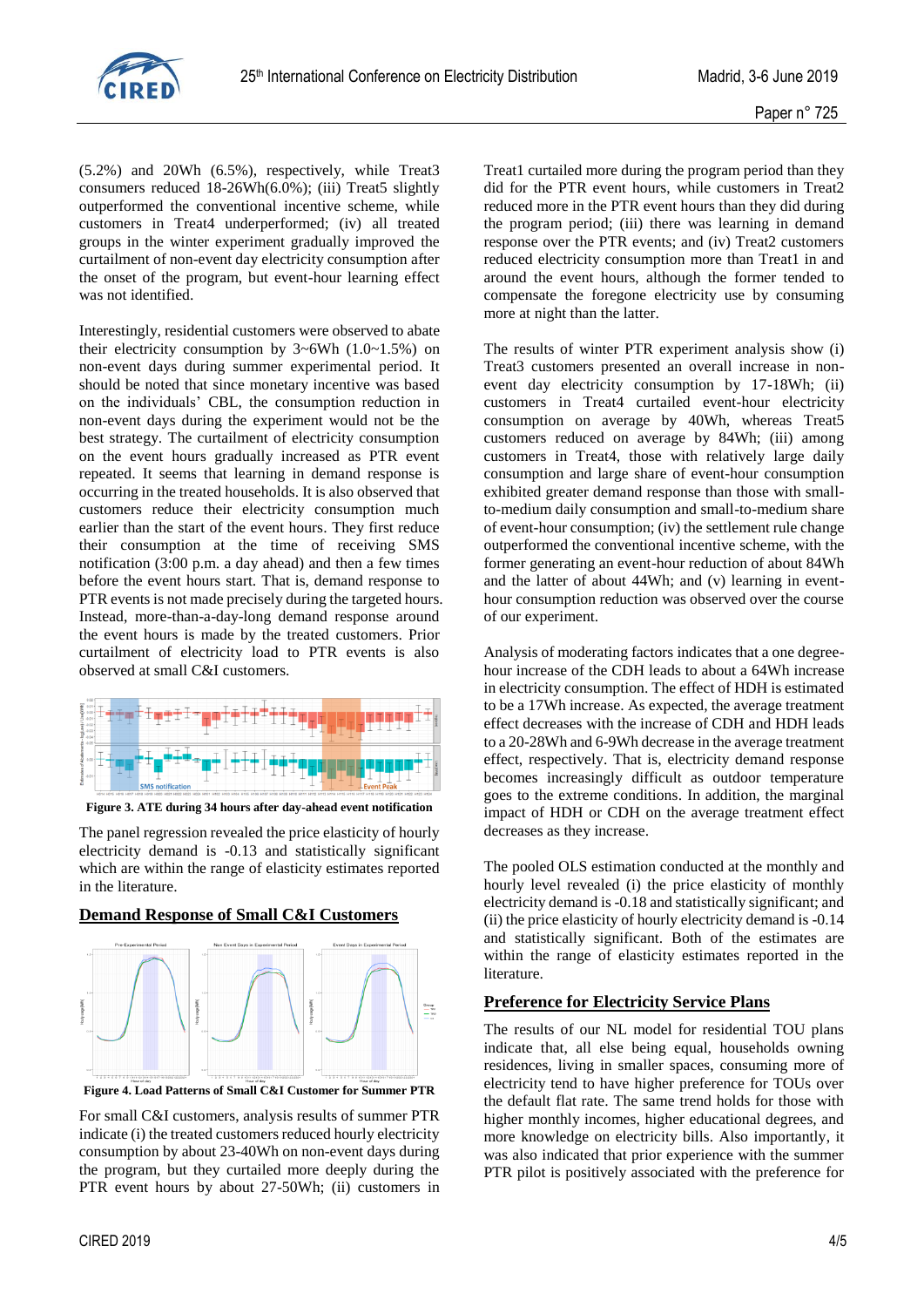(5.2%) and 20Wh (6.5%), respectively, while Treat3 consumers reduced 18-26Wh(6.0%); (iii) Treat5 slightly outperformed the conventional incentive scheme, while customers in Treat4 underperformed; (iv) all treated groups in the winter experiment gradually improved the curtailment of non-event day electricity consumption after the onset of the program, but event-hour learning effect was not identified.

Interestingly, residential customers were observed to abate their electricity consumption by 3~6Wh (1.0~1.5%) on non-event days during summer experimental period. It should be noted that since monetary incentive was based on the individuals' CBL, the consumption reduction in non-event days during the experiment would not be the best strategy. The curtailment of electricity consumption on the event hours gradually increased as PTR event repeated. It seems that learning in demand response is occurring in the treated households. It is also observed that customers reduce their electricity consumption much earlier than the start of the event hours. They first reduce their consumption at the time of receiving SMS notification (3:00 p.m. a day ahead) and then a few times before the event hours start. That is, demand response to PTR events is not made precisely during the targeted hours. Instead, more-than-a-day-long demand response around the event hours is made by the treated customers. Prior curtailment of electricity load to PTR events is also observed at small C&I customers.

**Figure 3. ATE during 34 hours after day-ahead event notification**

The panel regression revealed the price elasticity of hourly electricity demand is -0.13 and statistically significant which are within the range of elasticity estimates reported in the literature.

## Demand Response of Small C&I Customers

**Figure 4. Load Patterns of Small C&I Customer for Summer PTR**

For small C&I customers, analysis results of summer PTR indicate (i) the treated customers reduced hourly electricity consumption by about 23-40Wh on non-event days during the program, but they curtailed more deeply during the PTR event hours by about 27-50Wh; (ii) customers in Treat1 curtailed more during the program period than they did for the PTR event hours, while customers in Treat2 reduced more in the PTR event hours than they did during the program period; (iii) there was learning in demand response over the PTR events; and (iv) Treat2 customers reduced electricity consumption more than Treat1 in and around the event hours, although the former tended to compensate the foregone electricity use by consuming more at night than the latter.

The results of winter PTR experiment analysis show (i) Treat3 customers presented an overall increase in non-event day electricity consumption by 17-18Wh; (ii) customers in Treat4 curtailed event-hour electricity consumption on average by 40Wh, whereas Treat5 customers reduced on average by 84Wh; (iii) among customers in Treat4, those with relatively large daily consumption and large share of event-hour consumption exhibited greater demand response than those with small-to-medium daily consumption and small-to-medium share of event-hour consumption; (iv) the settlement rule change outperformed the conventional incentive scheme, with the former generating an event-hour reduction of about 84Wh and the latter of about 44Wh; and (v) learning in event-hour consumption reduction was observed over the course of our experiment.

Analysis of moderating factors indicates that a one degree-hour increase of the CDH leads to about a 64Wh increase in electricity consumption. The effect of HDH is estimated to be a 17Wh increase. As expected, the average treatment effect decreases with the increase of CDH and HDH leads to a 20-28Wh and 6-9Wh decrease in the average treatment effect, respectively. That is, electricity demand response becomes increasingly difficult as outdoor temperature goes to the extreme conditions. In addition, the marginal impact of HDH or CDH on the average treatment effect decreases as they increase.

The pooled OLS estimation conducted at the monthly and hourly level revealed (i) the price elasticity of monthly electricity demand is -0.18 and statistically significant; and (ii) the price elasticity of hourly electricity demand is -0.14 and statistically significant. Both of the estimates are within the range of elasticity estimates reported in the literature.

## Preference for Electricity Service Plans

The results of our NL model for residential TOU plans indicate that, all else being equal, households owning residences, living in smaller spaces, consuming more of electricity tend to have higher preference for TOUs over the default flat rate. The same trend holds for those with higher monthly incomes, higher educational degrees, and more knowledge on electricity bills. Also importantly, it was also indicated that prior experience with the summer PTR pilot is positively associated with the preference for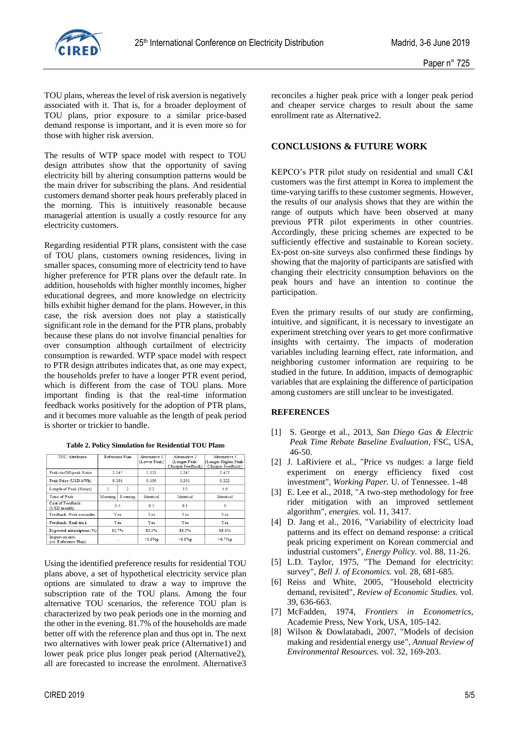TOU plans, whereas the level of risk aversion is negatively associated with it. That is, for a broader deployment of TOU plans, prior exposure to a similar price-based demand response is important, and it is even more so for those with higher risk aversion.

The results of WTP space model with respect to TOU design attributes show that the opportunity of saving electricity bill by altering consumption patterns would be the main driver for subscribing the plans. And residential customers demand shorter peak hours preferably placed in the morning. This is intuitively reasonable because managerial attention is usually a costly resource for any electricity customers.

Regarding residential PTR plans, consistent with the case of TOU plans, customers owning residences, living in smaller spaces, consuming more of electricity tend to have higher preference for PTR plans over the default rate. In addition, households with higher monthly incomes, higher educational degrees, and more knowledge on electricity bills exhibit higher demand for the plans. However, in this case, the risk aversion does not play a statistically significant role in the demand for the PTR plans, probably because these plans do not involve financial penalties for over consumption although curtailment of electricity consumption is rewarded. WTP space model with respect to PTR design attributes indicates that, as one may expect, the households prefer to have a longer PTR event period, which is different from the case of TOU plans. More important finding is that the real-time information feedback works positively for the adoption of PTR plans, and it becomes more valuable as the length of peak period is shorter or trickier to handle.

**Table 2. Policy Simulation for Residential TOU Plans**

| TOU Attributes | Reference Plan | | Alternative 1 (Lower Peak) | Alternative 2 (Longer Peak/ Cheaper Feedback) | Alternative 3 (Longer/Higher Peak/ Cheaper Feedback) |
|---|---|---|---|---|---|
| Peak-to-Off-peak Ratio | 2.247 | | 2.121 | 2.247 | 2.472 |
| Peak Price (USD/kWh) | 0.201 | | 0.190 | 0.201 | 0.222 |
| Length of Peak (Hours) | 2 | 2 | 2/2 | 3/3 | 4/4 |
| Time of Peak | Morning | Evening | Identical | Identical | Identical |
| Cost of Feedback (USD/month) | 0.5 | | 0.5 | 0.1 | 0 |
| Feedback: Peak reminder | Yes | | Yes | Yes | Yes |
| Feedback: Real-time | Yes | | Yes | Yes | Yes |
| Expected subscription (%) | 81.7% | | 82.3% | 88.5% | 88.4% |
| Improvements (vs. Reference Plan) | - | | +0.6%p | +6.8%p | +6.7%p |

Using the identified preference results for residential TOU plans above, a set of hypothetical electricity service plan options are simulated to draw a way to improve the subscription rate of the TOU plans. Among the four alternative TOU scenarios, the reference TOU plan is characterized by two peak periods one in the morning and the other in the evening. 81.7% of the households are made better off with the reference plan and thus opt in. The next two alternatives with lower peak price (Alternative1) and lower peak price plus longer peak period (Alternative2), all are forecasted to increase the enrolment. Alternative3 reconciles a higher peak price with a longer peak period and cheaper service charges to result about the same enrollment rate as Alternative2.

## CONCLUSIONS & FUTURE WORK

KEPCO's PTR pilot study on residential and small C&I customers was the first attempt in Korea to implement the time-varying tariffs to these customer segments. However, the results of our analysis shows that they are within the range of outputs which have been observed at many previous PTR pilot experiments in other countries. Accordingly, these pricing schemes are expected to be sufficiently effective and sustainable to Korean society. Ex-post on-site surveys also confirmed these findings by showing that the majority of participants are satisfied with changing their electricity consumption behaviors on the peak hours and have an intention to continue the participation.

Even the primary results of our study are confirming, intuitive, and significant, it is necessary to investigate an experiment stretching over years to get more confirmative insights with certainty. The impacts of moderation variables including learning effect, rate information, and neighboring customer information are requiring to be studied in the future. In addition, impacts of demographic variables that are explaining the difference of participation among customers are still unclear to be investigated.

## REFERENCES

[1] S. George et al., 2013, *San Diego Gas & Electric Peak Time Rebate Baseline Evaluation*, FSC, USA, 46-50.

[2] J. LaRiviere et al., "Price vs nudges: a large field experiment on energy efficiency fixed cost investment", *Working Paper.* U. of Tennessee. 1-48

[3] E. Lee et al., 2018, "A two-step methodology for free rider mitigation with an improved settlement algorithm", *energies.* vol. 11, 3417.

[4] D. Jang et al., 2016, "Variability of electricity load patterns and its effect on demand response: a critical peak pricing experiment on Korean commercial and industrial customers", *Energy Policy.* vol. 88, 11-26.

[5] L.D. Taylor, 1975, "The Demand for electricity: survey", *Bell J. of Economics.* vol. 28, 681-685.

[6] Reiss and White, 2005, "Household electricity demand, revisited", *Review of Economic Studies.* vol. 39, 636-663.

[7] McFadden, 1974, *Frontiers in Econometrics*, Academie Press, New York, USA, 105-142.

[8] Wilson & Dowlatabadi, 2007, "Models of decision making and residential energy use", *Annual Review of Environmental Resources.* vol. 32, 169-203.